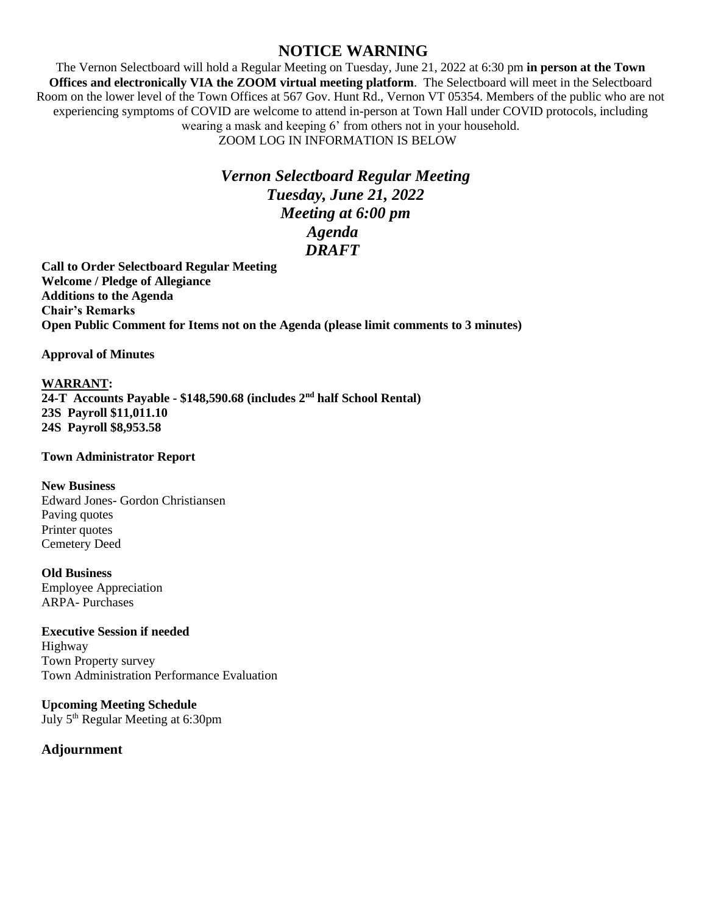# NOTICE WARNING

The Vernon Selectboard will hold a Regular Meeting on Tuesday, June 21, 2022 at 6:30 pm **in person at the Town Offices and electronically VIA the ZOOM virtual meeting platform**. The Selectboard will meet in the Selectboard Room on the lower level of the Town Offices at 567 Gov. Hunt Rd., Vernon VT 05354. Members of the public who are not experiencing symptoms of COVID are welcome to attend in-person at Town Hall under COVID protocols, including wearing a mask and keeping 6' from others not in your household.
ZOOM LOG IN INFORMATION IS BELOW

## *Vernon Selectboard Regular Meeting*
## *Tuesday, June 21, 2022*
## *Meeting at 6:00 pm*
## *Agenda*
## *DRAFT*

**Call to Order Selectboard Regular Meeting**
**Welcome / Pledge of Allegiance**
**Additions to the Agenda**
**Chair's Remarks**
**Open Public Comment for Items not on the Agenda (please limit comments to 3 minutes)**

**Approval of Minutes**

**WARRANT:**
**24-T Accounts Payable - $148,590.68 (includes 2nd half School Rental)**
**23S Payroll $11,011.10**
**24S Payroll $8,953.58**

**Town Administrator Report**

**New Business**
Edward Jones- Gordon Christiansen
Paving quotes
Printer quotes
Cemetery Deed

**Old Business**
Employee Appreciation
ARPA- Purchases

**Executive Session if needed**
Highway
Town Property survey
Town Administration Performance Evaluation

**Upcoming Meeting Schedule**
July 5th Regular Meeting at 6:30pm

## Adjournment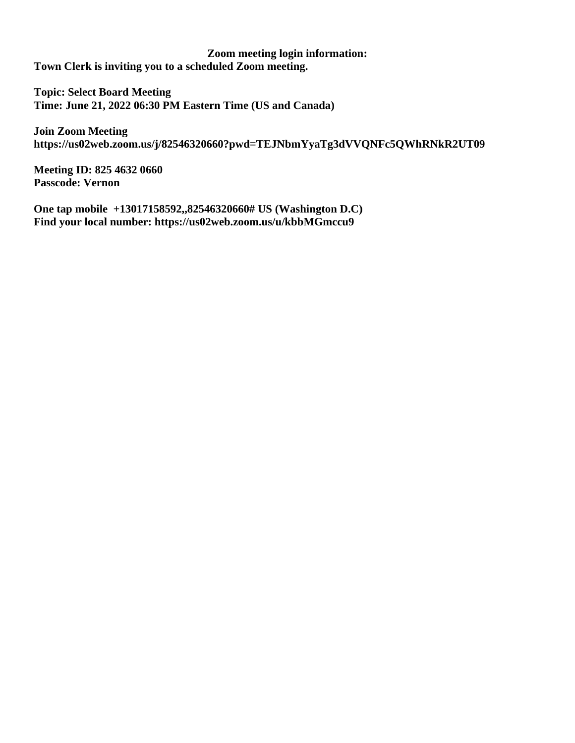**Zoom meeting login information:**

**Town Clerk is inviting you to a scheduled Zoom meeting.**

**Topic: Select Board Meeting**
**Time: June 21, 2022 06:30 PM Eastern Time (US and Canada)**

**Join Zoom Meeting**
**https://us02web.zoom.us/j/82546320660?pwd=TEJNbmYyaTg3dVVQNFc5QWhRNkR2UT09**

**Meeting ID: 825 4632 0660**
**Passcode: Vernon**

**One tap mobile +13017158592,,82546320660# US (Washington D.C)**
**Find your local number: https://us02web.zoom.us/u/kbbMGmccu9**